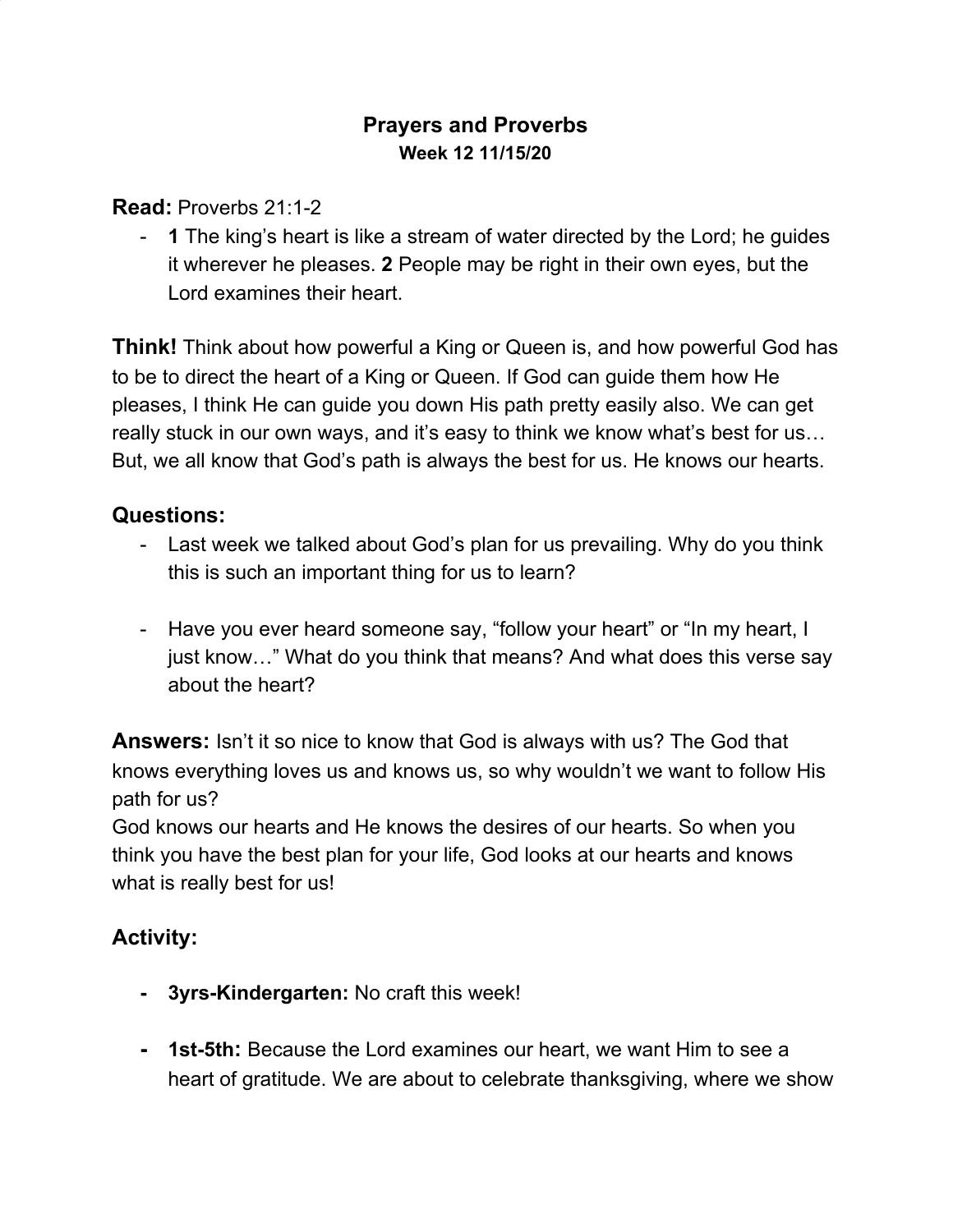# Prayers and Proverbs

### Week 12 11/15/20

**Read:** Proverbs 21:1-2

- **1** The king's heart is like a stream of water directed by the Lord; he guides it wherever he pleases. **2** People may be right in their own eyes, but the Lord examines their heart.

**Think!** Think about how powerful a King or Queen is, and how powerful God has to be to direct the heart of a King or Queen. If God can guide them how He pleases, I think He can guide you down His path pretty easily also. We can get really stuck in our own ways, and it's easy to think we know what's best for us… But, we all know that God's path is always the best for us. He knows our hearts.

## Questions:

- Last week we talked about God's plan for us prevailing. Why do you think this is such an important thing for us to learn?
- Have you ever heard someone say, "follow your heart" or "In my heart, I just know…" What do you think that means? And what does this verse say about the heart?

**Answers:** Isn't it so nice to know that God is always with us? The God that knows everything loves us and knows us, so why wouldn't we want to follow His path for us?
God knows our hearts and He knows the desires of our hearts. So when you think you have the best plan for your life, God looks at our hearts and knows what is really best for us!

## Activity:

- **3yrs-Kindergarten:** No craft this week!
- **1st-5th:** Because the Lord examines our heart, we want Him to see a heart of gratitude. We are about to celebrate thanksgiving, where we show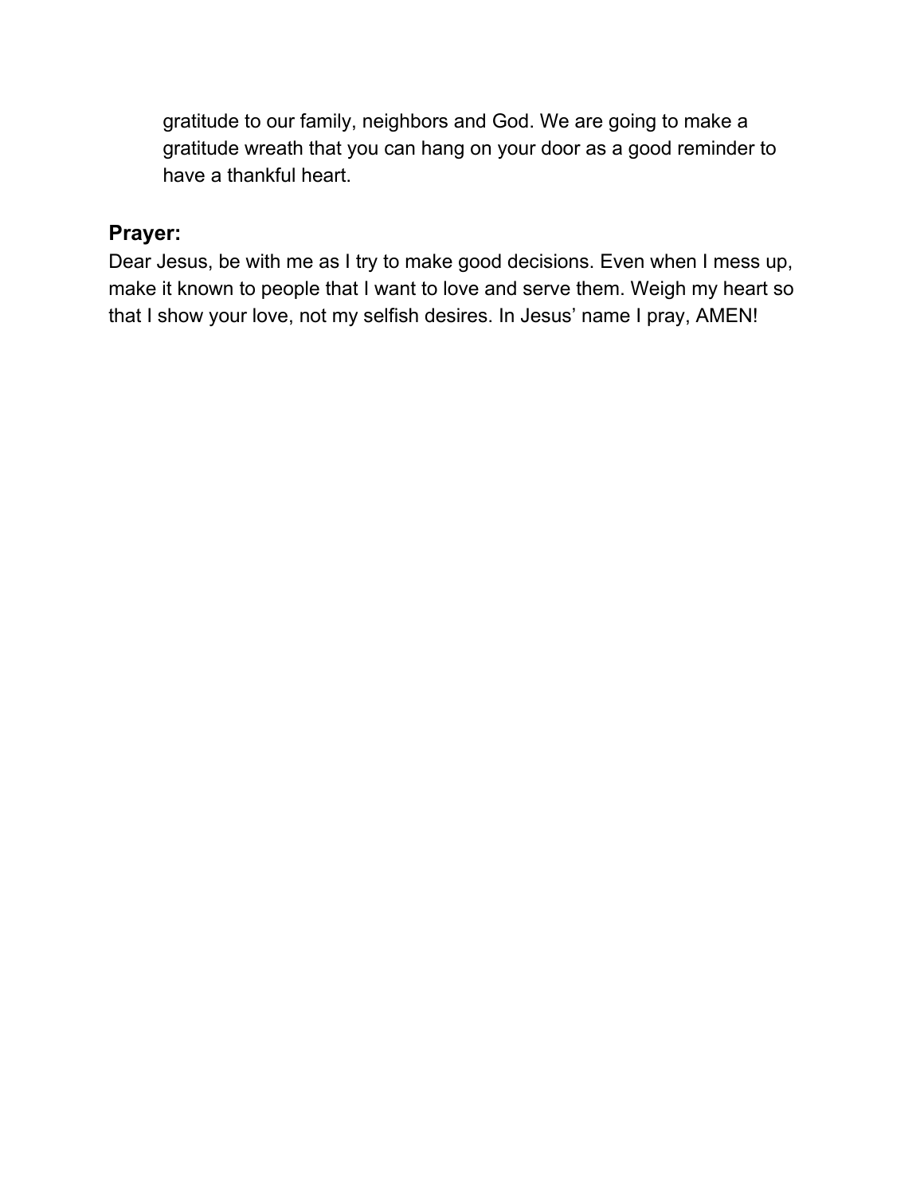gratitude to our family, neighbors and God. We are going to make a gratitude wreath that you can hang on your door as a good reminder to have a thankful heart.

### Prayer:

Dear Jesus, be with me as I try to make good decisions. Even when I mess up, make it known to people that I want to love and serve them. Weigh my heart so that I show your love, not my selfish desires. In Jesus' name I pray, AMEN!